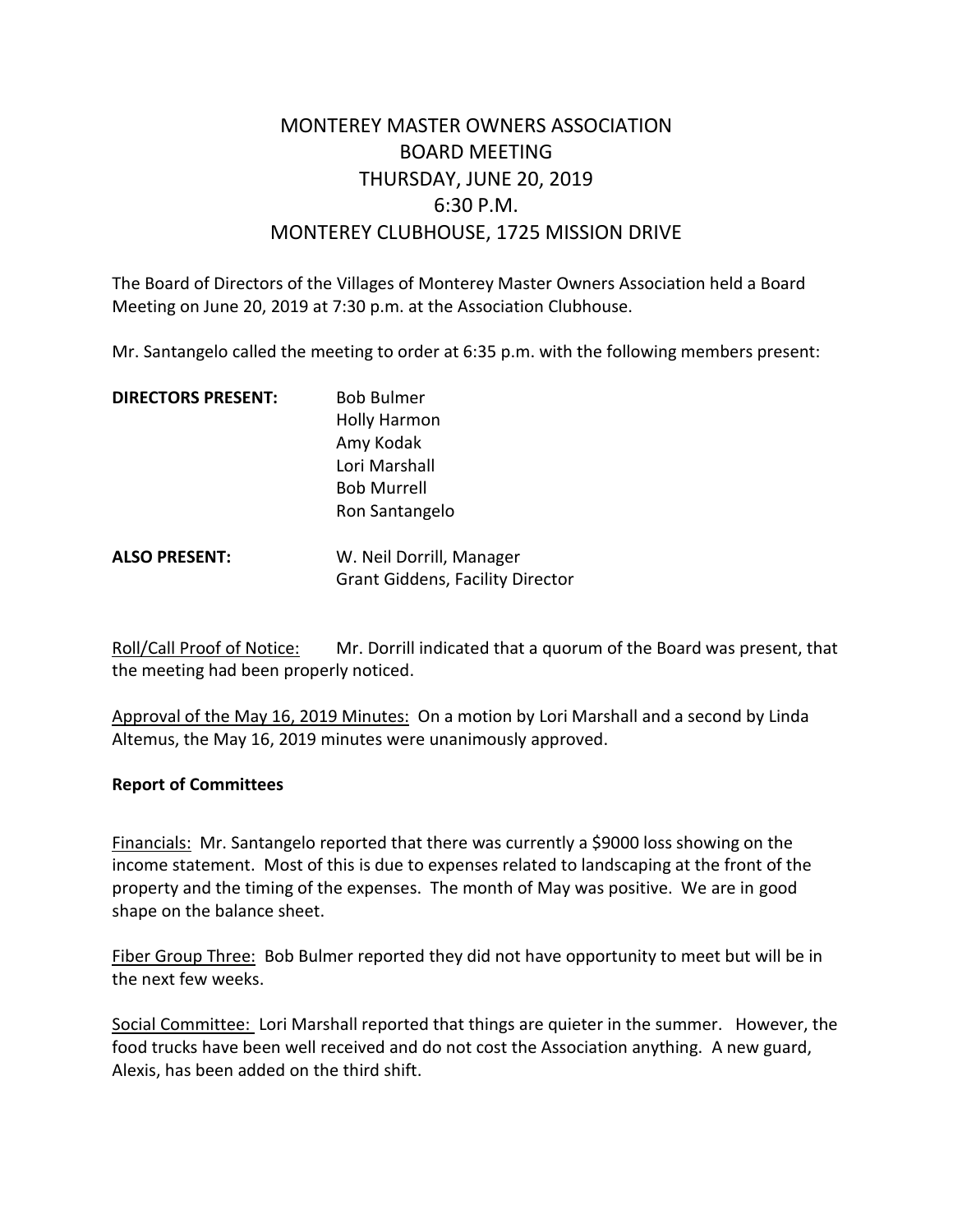# MONTEREY MASTER OWNERS ASSOCIATION
## BOARD MEETING
## THURSDAY, JUNE 20, 2019
## 6:30 P.M.
## MONTEREY CLUBHOUSE, 1725 MISSION DRIVE

The Board of Directors of the Villages of Monterey Master Owners Association held a Board Meeting on June 20, 2019 at 7:30 p.m. at the Association Clubhouse.

Mr. Santangelo called the meeting to order at 6:35 p.m. with the following members present:

**DIRECTORS PRESENT:**
Bob Bulmer
Holly Harmon
Amy Kodak
Lori Marshall
Bob Murrell
Ron Santangelo

**ALSO PRESENT:**
W. Neil Dorrill, Manager
Grant Giddens, Facility Director

Roll/Call Proof of Notice: Mr. Dorrill indicated that a quorum of the Board was present, that the meeting had been properly noticed.

Approval of the May 16, 2019 Minutes: On a motion by Lori Marshall and a second by Linda Altemus, the May 16, 2019 minutes were unanimously approved.

**Report of Committees**

Financials: Mr. Santangelo reported that there was currently a $9000 loss showing on the income statement. Most of this is due to expenses related to landscaping at the front of the property and the timing of the expenses. The month of May was positive. We are in good shape on the balance sheet.

Fiber Group Three: Bob Bulmer reported they did not have opportunity to meet but will be in the next few weeks.

Social Committee: Lori Marshall reported that things are quieter in the summer. However, the food trucks have been well received and do not cost the Association anything. A new guard, Alexis, has been added on the third shift.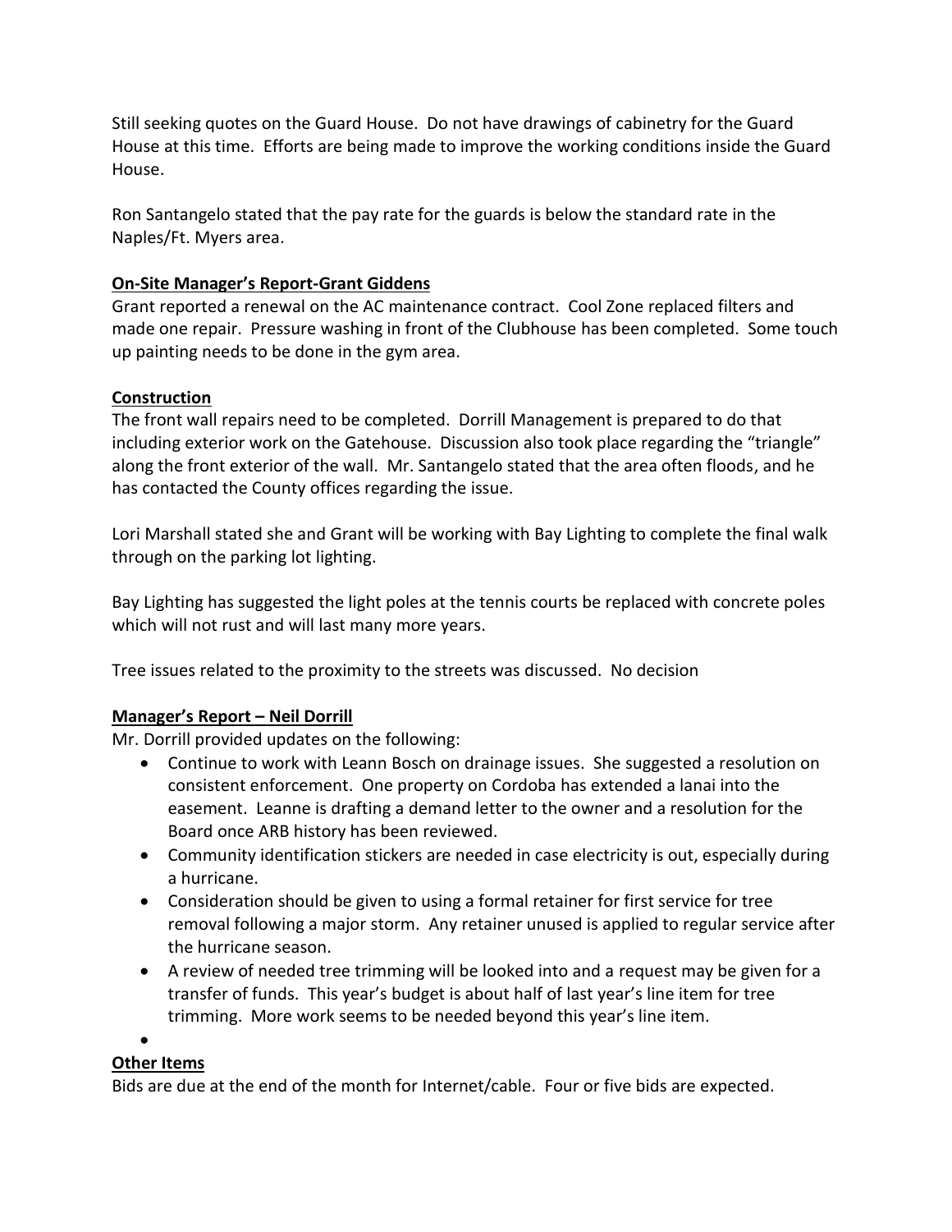Still seeking quotes on the Guard House. Do not have drawings of cabinetry for the Guard House at this time. Efforts are being made to improve the working conditions inside the Guard House.

Ron Santangelo stated that the pay rate for the guards is below the standard rate in the Naples/Ft. Myers area.

**On-Site Manager's Report-Grant Giddens**

Grant reported a renewal on the AC maintenance contract. Cool Zone replaced filters and made one repair. Pressure washing in front of the Clubhouse has been completed. Some touch up painting needs to be done in the gym area.

**Construction**

The front wall repairs need to be completed. Dorrill Management is prepared to do that including exterior work on the Gatehouse. Discussion also took place regarding the "triangle" along the front exterior of the wall. Mr. Santangelo stated that the area often floods, and he has contacted the County offices regarding the issue.

Lori Marshall stated she and Grant will be working with Bay Lighting to complete the final walk through on the parking lot lighting.

Bay Lighting has suggested the light poles at the tennis courts be replaced with concrete poles which will not rust and will last many more years.

Tree issues related to the proximity to the streets was discussed. No decision

**Manager's Report – Neil Dorrill**

Mr. Dorrill provided updates on the following:

- Continue to work with Leann Bosch on drainage issues. She suggested a resolution on consistent enforcement. One property on Cordoba has extended a lanai into the easement. Leanne is drafting a demand letter to the owner and a resolution for the Board once ARB history has been reviewed.
- Community identification stickers are needed in case electricity is out, especially during a hurricane.
- Consideration should be given to using a formal retainer for first service for tree removal following a major storm. Any retainer unused is applied to regular service after the hurricane season.
- A review of needed tree trimming will be looked into and a request may be given for a transfer of funds. This year's budget is about half of last year's line item for tree trimming. More work seems to be needed beyond this year's line item.

**Other Items**

Bids are due at the end of the month for Internet/cable. Four or five bids are expected.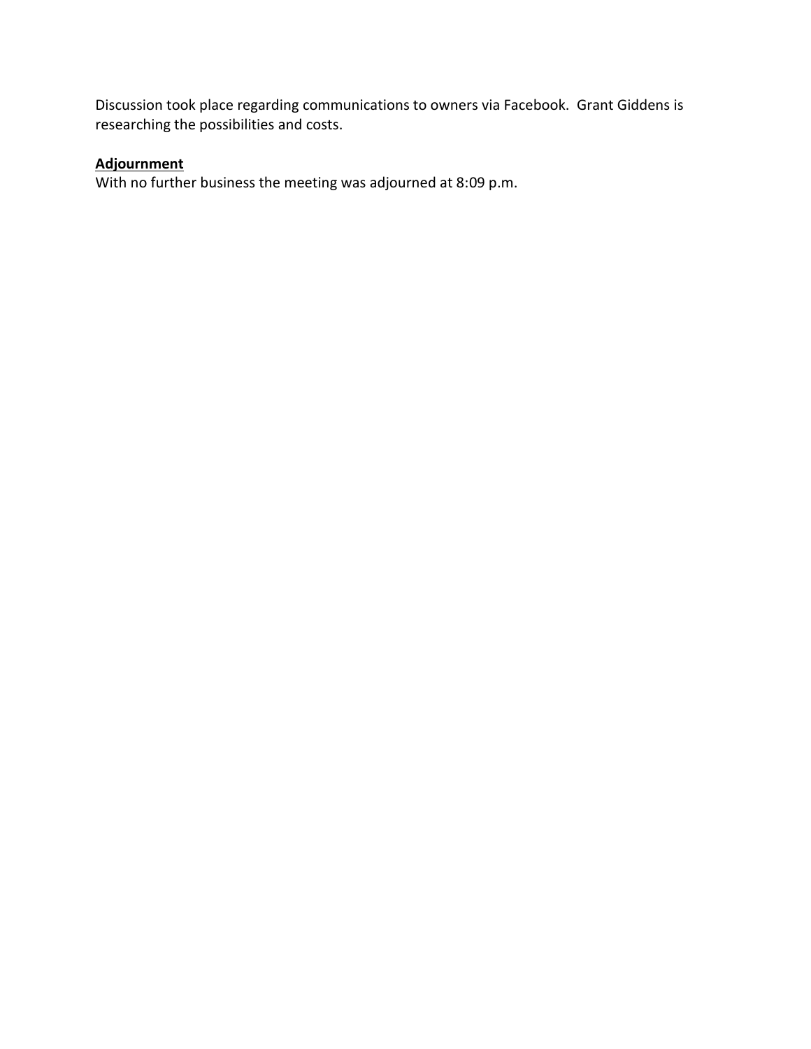Discussion took place regarding communications to owners via Facebook.  Grant Giddens is researching the possibilities and costs.

**Adjournment**

With no further business the meeting was adjourned at 8:09 p.m.